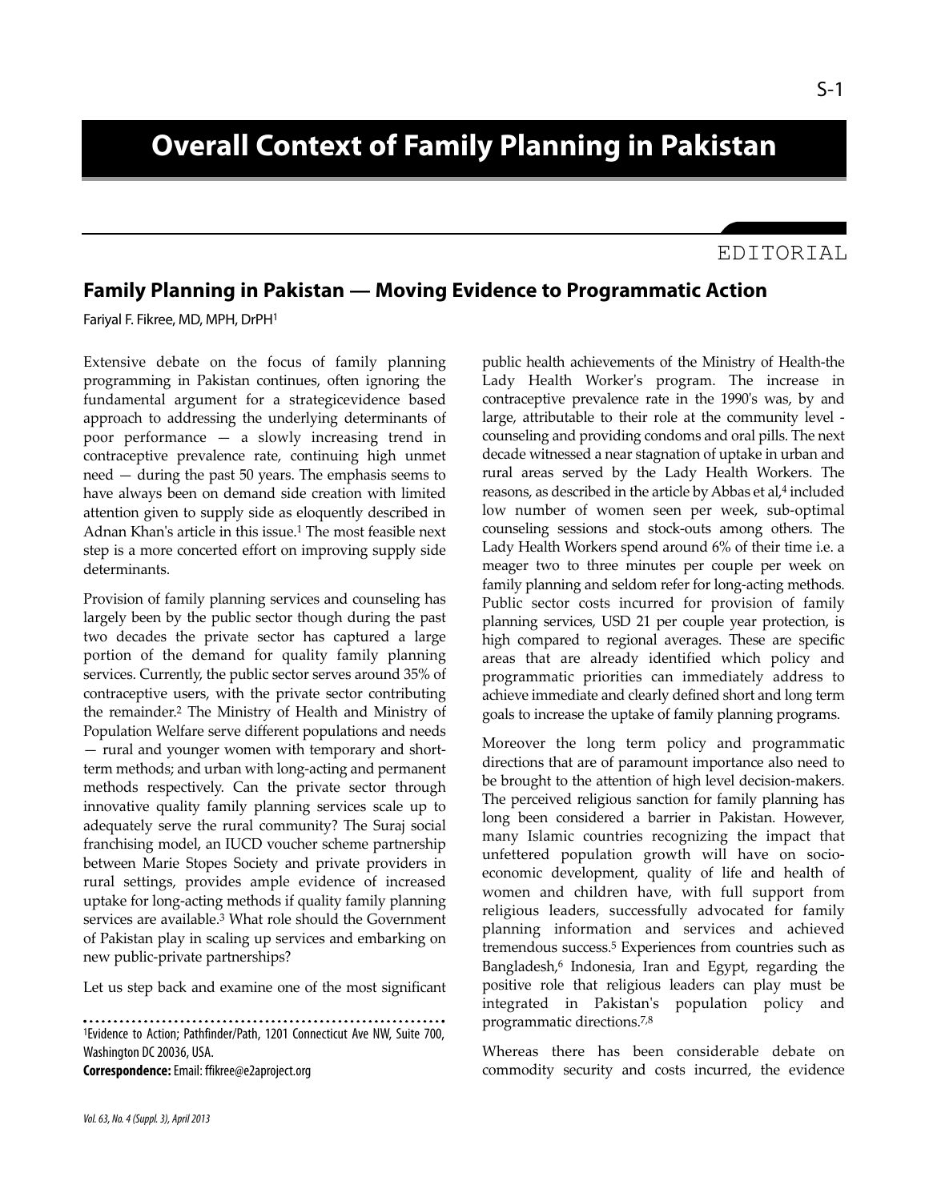# Overall Context of Family Planning in Pakistan

EDITORIAL

## Family Planning in Pakistan — Moving Evidence to Programmatic Action

Fariyal F. Fikree, MD, MPH, DrPH[1]

Extensive debate on the focus of family planning programming in Pakistan continues, often ignoring the fundamental argument for a strategicevidence based approach to addressing the underlying determinants of poor performance — a slowly increasing trend in contraceptive prevalence rate, continuing high unmet need — during the past 50 years. The emphasis seems to have always been on demand side creation with limited attention given to supply side as eloquently described in Adnan Khan's article in this issue.[1] The most feasible next step is a more concerted effort on improving supply side determinants.

Provision of family planning services and counseling has largely been by the public sector though during the past two decades the private sector has captured a large portion of the demand for quality family planning services. Currently, the public sector serves around 35% of contraceptive users, with the private sector contributing the remainder.[2] The Ministry of Health and Ministry of Population Welfare serve different populations and needs — rural and younger women with temporary and short-term methods; and urban with long-acting and permanent methods respectively. Can the private sector through innovative quality family planning services scale up to adequately serve the rural community? The Suraj social franchising model, an IUCD voucher scheme partnership between Marie Stopes Society and private providers in rural settings, provides ample evidence of increased uptake for long-acting methods if quality family planning services are available.[3] What role should the Government of Pakistan play in scaling up services and embarking on new public-private partnerships?

Let us step back and examine one of the most significant public health achievements of the Ministry of Health-the Lady Health Worker's program. The increase in contraceptive prevalence rate in the 1990's was, by and large, attributable to their role at the community level - counseling and providing condoms and oral pills. The next decade witnessed a near stagnation of uptake in urban and rural areas served by the Lady Health Workers. The reasons, as described in the article by Abbas et al,[4] included low number of women seen per week, sub-optimal counseling sessions and stock-outs among others. The Lady Health Workers spend around 6% of their time i.e. a meager two to three minutes per couple per week on family planning and seldom refer for long-acting methods. Public sector costs incurred for provision of family planning services, USD 21 per couple year protection, is high compared to regional averages. These are specific areas that are already identified which policy and programmatic priorities can immediately address to achieve immediate and clearly defined short and long term goals to increase the uptake of family planning programs.

Moreover the long term policy and programmatic directions that are of paramount importance also need to be brought to the attention of high level decision-makers. The perceived religious sanction for family planning has long been considered a barrier in Pakistan. However, many Islamic countries recognizing the impact that unfettered population growth will have on socio-economic development, quality of life and health of women and children have, with full support from religious leaders, successfully advocated for family planning information and services and achieved tremendous success.[5] Experiences from countries such as Bangladesh,[6] Indonesia, Iran and Egypt, regarding the positive role that religious leaders can play must be integrated in Pakistan's population policy and programmatic directions.[7,8]

Whereas there has been considerable debate on commodity security and costs incurred, the evidence

---

[1]Evidence to Action; Pathfinder/Path, 1201 Connecticut Ave NW, Suite 700, Washington DC 20036, USA.

**Correspondence:** Email: ffikree@e2aproject.org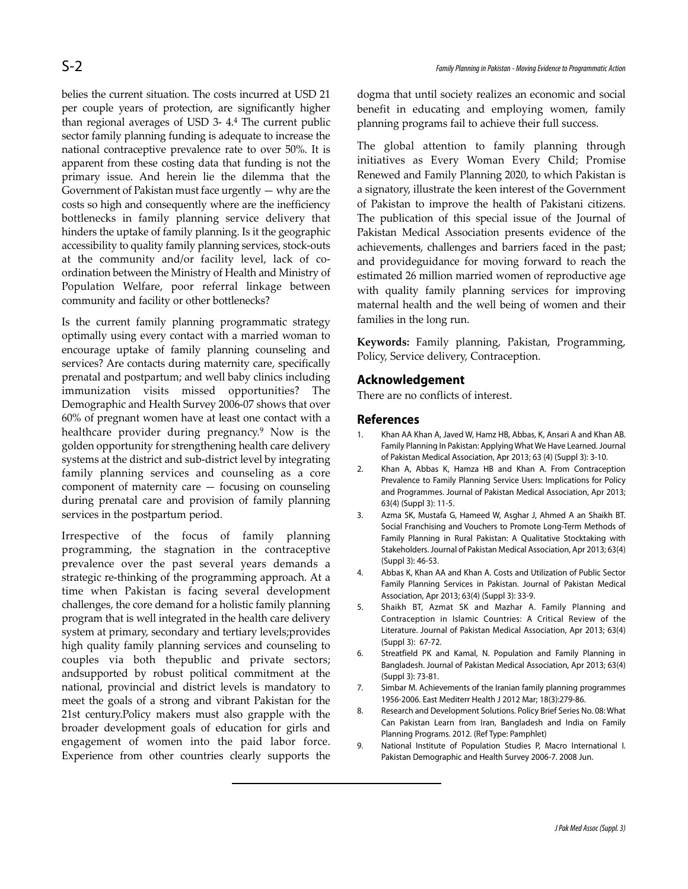belies the current situation. The costs incurred at USD 21 per couple years of protection, are significantly higher than regional averages of USD 3- 4.[4] The current public sector family planning funding is adequate to increase the national contraceptive prevalence rate to over 50%. It is apparent from these costing data that funding is not the primary issue. And herein lie the dilemma that the Government of Pakistan must face urgently — why are the costs so high and consequently where are the inefficiency bottlenecks in family planning service delivery that hinders the uptake of family planning. Is it the geographic accessibility to quality family planning services, stock-outs at the community and/or facility level, lack of co-ordination between the Ministry of Health and Ministry of Population Welfare, poor referral linkage between community and facility or other bottlenecks?

Is the current family planning programmatic strategy optimally using every contact with a married woman to encourage uptake of family planning counseling and services? Are contacts during maternity care, specifically prenatal and postpartum; and well baby clinics including immunization visits missed opportunities? The Demographic and Health Survey 2006-07 shows that over 60% of pregnant women have at least one contact with a healthcare provider during pregnancy.[9] Now is the golden opportunity for strengthening health care delivery systems at the district and sub-district level by integrating family planning services and counseling as a core component of maternity care — focusing on counseling during prenatal care and provision of family planning services in the postpartum period.

Irrespective of the focus of family planning programming, the stagnation in the contraceptive prevalence over the past several years demands a strategic re-thinking of the programming approach. At a time when Pakistan is facing several development challenges, the core demand for a holistic family planning program that is well integrated in the health care delivery system at primary, secondary and tertiary levels;provides high quality family planning services and counseling to couples via both thepublic and private sectors; andsupported by robust political commitment at the national, provincial and district levels is mandatory to meet the goals of a strong and vibrant Pakistan for the 21st century.Policy makers must also grapple with the broader development goals of education for girls and engagement of women into the paid labor force. Experience from other countries clearly supports the dogma that until society realizes an economic and social benefit in educating and employing women, family planning programs fail to achieve their full success.

The global attention to family planning through initiatives as Every Woman Every Child; Promise Renewed and Family Planning 2020, to which Pakistan is a signatory, illustrate the keen interest of the Government of Pakistan to improve the health of Pakistani citizens. The publication of this special issue of the Journal of Pakistan Medical Association presents evidence of the achievements, challenges and barriers faced in the past; and provideguidance for moving forward to reach the estimated 26 million married women of reproductive age with quality family planning services for improving maternal health and the well being of women and their families in the long run.

**Keywords:** Family planning, Pakistan, Programming, Policy, Service delivery, Contraception.

## Acknowledgement

There are no conflicts of interest.

## References

1. Khan AA Khan A, Javed W, Hamz HB, Abbas, K, Ansari A and Khan AB. Family Planning In Pakistan: Applying What We Have Learned. Journal of Pakistan Medical Association, Apr 2013; 63 (4) (Suppl 3): 3-10.
2. Khan A, Abbas K, Hamza HB and Khan A. From Contraception Prevalence to Family Planning Service Users: Implications for Policy and Programmes. Journal of Pakistan Medical Association, Apr 2013; 63(4) (Suppl 3): 11-5.
3. Azma SK, Mustafa G, Hameed W, Asghar J, Ahmed A an Shaikh BT. Social Franchising and Vouchers to Promote Long-Term Methods of Family Planning in Rural Pakistan: A Qualitative Stocktaking with Stakeholders. Journal of Pakistan Medical Association, Apr 2013; 63(4) (Suppl 3): 46-53.
4. Abbas K, Khan AA and Khan A. Costs and Utilization of Public Sector Family Planning Services in Pakistan. Journal of Pakistan Medical Association, Apr 2013; 63(4) (Suppl 3): 33-9.
5. Shaikh BT, Azmat SK and Mazhar A. Family Planning and Contraception in Islamic Countries: A Critical Review of the Literature. Journal of Pakistan Medical Association, Apr 2013; 63(4) (Suppl 3): 67-72.
6. Streatfield PK and Kamal, N. Population and Family Planning in Bangladesh. Journal of Pakistan Medical Association, Apr 2013; 63(4) (Suppl 3): 73-81.
7. Simbar M. Achievements of the Iranian family planning programmes 1956-2006. East Mediterr Health J 2012 Mar; 18(3):279-86.
8. Research and Development Solutions. Policy Brief Series No. 08: What Can Pakistan Learn from Iran, Bangladesh and India on Family Planning Programs. 2012. (Ref Type: Pamphlet)
9. National Institute of Population Studies P, Macro International I. Pakistan Demographic and Health Survey 2006-7. 2008 Jun.